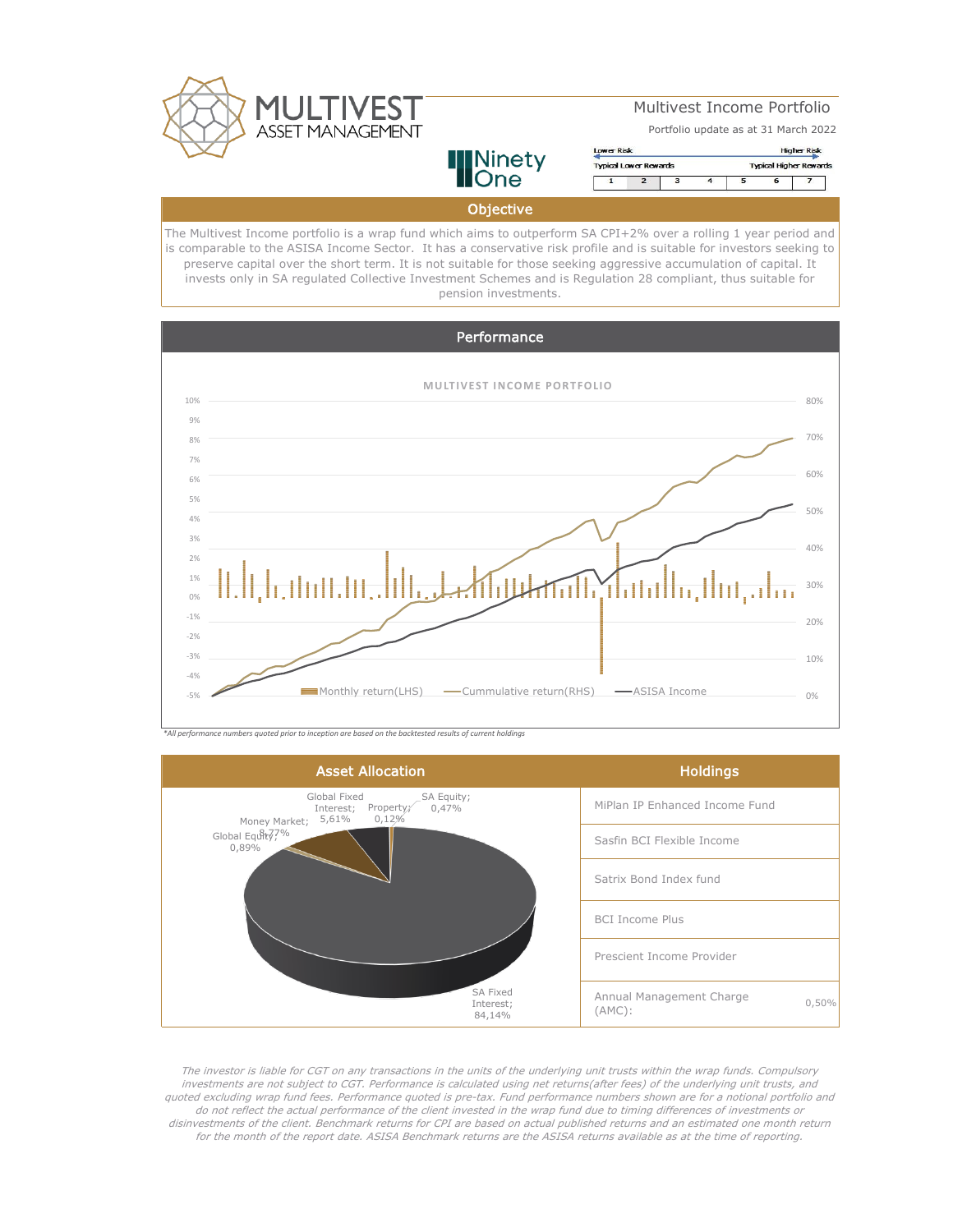# Multivest Income Portfolio

Portfolio update as at 31 March 2022

Lower Risk — Higher Risk
Typical Lower Rewards — Typical Higher Rewards

| 1 | 2 | 3 | 4 | 5 | 6 | 7 |
|---|---|---|---|---|---|---|

## Objective

The Multivest Income portfolio is a wrap fund which aims to outperform SA CPI+2% over a rolling 1 year period and is comparable to the ASISA Income Sector. It has a conservative risk profile and is suitable for investors seeking to preserve capital over the short term. It is not suitable for those seeking aggressive accumulation of capital. It invests only in SA regulated Collective Investment Schemes and is Regulation 28 compliant, thus suitable for pension investments.

## Performance

MULTIVEST INCOME PORTFOLIO

Monthly return(LHS) — Cummulative return(RHS) — ASISA Income

*All performance numbers quoted prior to inception are based on the backtested results of current holdings*

## Asset Allocation

- SA Fixed Interest; 84,14%
- Money Market; 8,77%
- Global Fixed Interest; 5,61%
- Global Equity; 0,89%
- SA Equity; 0,47%
- Property; 0,12%

## Holdings

| Holdings | |
|---|---|
| MiPlan IP Enhanced Income Fund | |
| Sasfin BCI Flexible Income | |
| Satrix Bond Index fund | |
| BCI Income Plus | |
| Prescient Income Provider | |
| Annual Management Charge (AMC): | 0,50% |

*The investor is liable for CGT on any transactions in the units of the underlying unit trusts within the wrap funds. Compulsory investments are not subject to CGT. Performance is calculated using net returns(after fees) of the underlying unit trusts, and quoted excluding wrap fund fees. Performance quoted is pre-tax. Fund performance numbers shown are for a notional portfolio and do not reflect the actual performance of the client invested in the wrap fund due to timing differences of investments or disinvestments of the client. Benchmark returns for CPI are based on actual published returns and an estimated one month return for the month of the report date. ASISA Benchmark returns are the ASISA returns available as at the time of reporting.*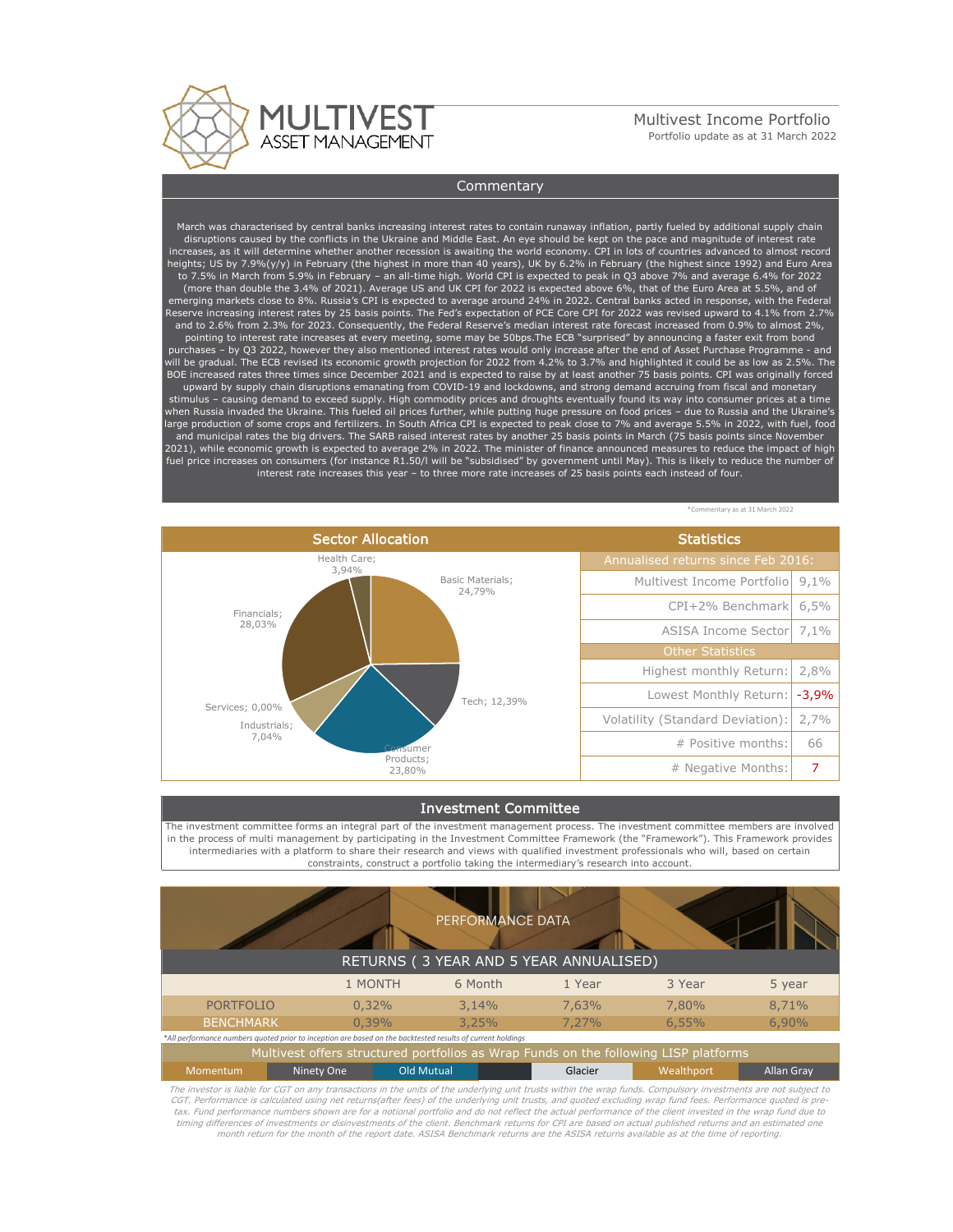MULTIVEST ASSET MANAGEMENT

Multivest Income Portfolio
Portfolio update as at 31 March 2022

## Commentary

March was characterised by central banks increasing interest rates to contain runaway inflation, partly fueled by additional supply chain disruptions caused by the conflicts in the Ukraine and Middle East. An eye should be kept on the pace and magnitude of interest rate increases, as it will determine whether another recession is awaiting the world economy. CPI in lots of countries advanced to almost record heights; US by 7.9%(y/y) in February (the highest in more than 40 years), UK by 6.2% in February (the highest since 1992) and Euro Area to 7.5% in March from 5.9% in February – an all-time high. World CPI is expected to peak in Q3 above 7% and average 6.4% for 2022 (more than double the 3.4% of 2021). Average US and UK CPI for 2022 is expected above 6%, that of the Euro Area at 5.5%, and of emerging markets close to 8%. Russia's CPI is expected to average around 24% in 2022. Central banks acted in response, with the Federal Reserve increasing interest rates by 25 basis points. The Fed's expectation of PCE Core CPI for 2022 was revised upward to 4.1% from 2.7% and to 2.6% from 2.3% for 2023. Consequently, the Federal Reserve's median interest rate forecast increased from 0.9% to almost 2%, pointing to interest rate increases at every meeting, some may be 50bps.The ECB "surprised" by announcing a faster exit from bond purchases – by Q3 2022, however they also mentioned interest rates would only increase after the end of Asset Purchase Programme - and will be gradual. The ECB revised its economic growth projection for 2022 from 4.2% to 3.7% and highlighted it could be as low as 2.5%. The BOE increased rates three times since December 2021 and is expected to raise by at least another 75 basis points. CPI was originally forced upward by supply chain disruptions emanating from COVID-19 and lockdowns, and strong demand accruing from fiscal and monetary stimulus – causing demand to exceed supply. High commodity prices and droughts eventually found its way into consumer prices at a time when Russia invaded the Ukraine. This fueled oil prices further, while putting huge pressure on food prices – due to Russia and the Ukraine's large production of some crops and fertilizers. In South Africa CPI is expected to peak close to 7% and average 5.5% in 2022, with fuel, food and municipal rates the big drivers. The SARB raised interest rates by another 25 basis points in March (75 basis points since November 2021), while economic growth is expected to average 2% in 2022. The minister of finance announced measures to reduce the impact of high fuel price increases on consumers (for instance R1.50/l will be "subsidised" by government until May). This is likely to reduce the number of interest rate increases this year – to three more rate increases of 25 basis points each instead of four.

*Commentary as at 31 March 2022

## Sector Allocation

Health Care; 3,94%
Basic Materials; 24,79%
Financials; 28,03%
Tech; 12,39%
Services; 0,00%
Industrials; 7,04%
Consumer Products; 23,80%

## Statistics

| Annualised returns since Feb 2016: | |
|---|---|
| Multivest Income Portfolio | 9,1% |
| CPI+2% Benchmark | 6,5% |
| ASISA Income Sector | 7,1% |
| **Other Statistics** | |
| Highest monthly Return: | 2,8% |
| Lowest Monthly Return: | -3,9% |
| Volatility (Standard Deviation): | 2,7% |
| # Positive months: | 66 |
| # Negative Months: | 7 |

## Investment Committee

The investment committee forms an integral part of the investment management process. The investment committee members are involved in the process of multi management by participating in the Investment Committee Framework (the "Framework"). This Framework provides intermediaries with a platform to share their research and views with qualified investment professionals who will, based on certain constraints, construct a portfolio taking the intermediary's research into account.

## PERFORMANCE DATA

### RETURNS ( 3 YEAR AND 5 YEAR ANNUALISED)

| | 1 MONTH | 6 Month | 1 Year | 3 Year | 5 year |
|---|---|---|---|---|---|
| PORTFOLIO | 0,32% | 3,14% | 7,63% | 7,80% | 8,71% |
| BENCHMARK | 0,39% | 3,25% | 7,27% | 6,55% | 6,90% |

*All performance numbers quoted prior to inception are based on the backtested results of current holdings*

Multivest offers structured portfolios as Wrap Funds on the following LISP platforms

Momentum | Ninety One | Old Mutual | Glacier | Wealthport | Allan Gray

*The investor is liable for CGT on any transactions in the units of the underlying unit trusts within the wrap funds. Compulsory investments are not subject to CGT. Performance is calculated using net returns(after fees) of the underlying unit trusts, and quoted excluding wrap fund fees. Performance quoted is pre-tax. Fund performance numbers shown are for a notional portfolio and do not reflect the actual performance of the client invested in the wrap fund due to timing differences of investments or disinvestments of the client. Benchmark returns for CPI are based on actual published returns and an estimated one month return for the month of the report date. ASISA Benchmark returns are the ASISA returns available as at the time of reporting.*